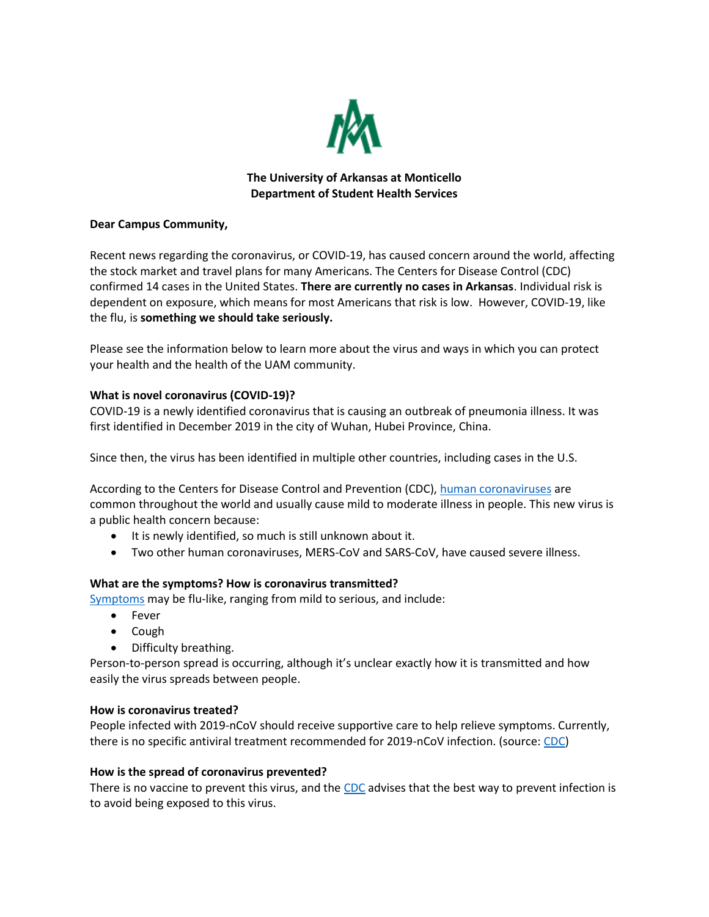**The University of Arkansas at Monticello**
**Department of Student Health Services**

**Dear Campus Community,**

Recent news regarding the coronavirus, or COVID-19, has caused concern around the world, affecting the stock market and travel plans for many Americans. The Centers for Disease Control (CDC) confirmed 14 cases in the United States. **There are currently no cases in Arkansas**. Individual risk is dependent on exposure, which means for most Americans that risk is low. However, COVID-19, like the flu, is **something we should take seriously.**

Please see the information below to learn more about the virus and ways in which you can protect your health and the health of the UAM community.

**What is novel coronavirus (COVID-19)?**

COVID-19 is a newly identified coronavirus that is causing an outbreak of pneumonia illness. It was first identified in December 2019 in the city of Wuhan, Hubei Province, China.

Since then, the virus has been identified in multiple other countries, including cases in the U.S.

According to the Centers for Disease Control and Prevention (CDC), human coronaviruses are common throughout the world and usually cause mild to moderate illness in people. This new virus is a public health concern because:

- It is newly identified, so much is still unknown about it.
- Two other human coronaviruses, MERS-CoV and SARS-CoV, have caused severe illness.

**What are the symptoms? How is coronavirus transmitted?**

Symptoms may be flu-like, ranging from mild to serious, and include:

- Fever
- Cough
- Difficulty breathing.

Person-to-person spread is occurring, although it's unclear exactly how it is transmitted and how easily the virus spreads between people.

**How is coronavirus treated?**

People infected with 2019-nCoV should receive supportive care to help relieve symptoms. Currently, there is no specific antiviral treatment recommended for 2019-nCoV infection. (source: CDC)

**How is the spread of coronavirus prevented?**

There is no vaccine to prevent this virus, and the CDC advises that the best way to prevent infection is to avoid being exposed to this virus.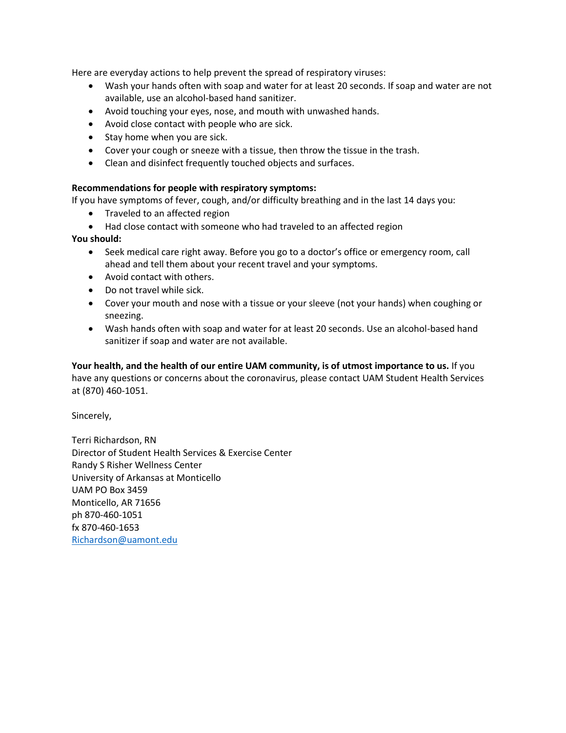Here are everyday actions to help prevent the spread of respiratory viruses:

- Wash your hands often with soap and water for at least 20 seconds. If soap and water are not available, use an alcohol-based hand sanitizer.
- Avoid touching your eyes, nose, and mouth with unwashed hands.
- Avoid close contact with people who are sick.
- Stay home when you are sick.
- Cover your cough or sneeze with a tissue, then throw the tissue in the trash.
- Clean and disinfect frequently touched objects and surfaces.

**Recommendations for people with respiratory symptoms:**

If you have symptoms of fever, cough, and/or difficulty breathing and in the last 14 days you:

- Traveled to an affected region
- Had close contact with someone who had traveled to an affected region

**You should:**

- Seek medical care right away. Before you go to a doctor's office or emergency room, call ahead and tell them about your recent travel and your symptoms.
- Avoid contact with others.
- Do not travel while sick.
- Cover your mouth and nose with a tissue or your sleeve (not your hands) when coughing or sneezing.
- Wash hands often with soap and water for at least 20 seconds. Use an alcohol-based hand sanitizer if soap and water are not available.

**Your health, and the health of our entire UAM community, is of utmost importance to us.** If you have any questions or concerns about the coronavirus, please contact UAM Student Health Services at (870) 460-1051.

Sincerely,

Terri Richardson, RN
Director of Student Health Services & Exercise Center
Randy S Risher Wellness Center
University of Arkansas at Monticello
UAM PO Box 3459
Monticello, AR 71656
ph 870-460-1051
fx 870-460-1653
[Richardson@uamont.edu](mailto:Richardson@uamont.edu)